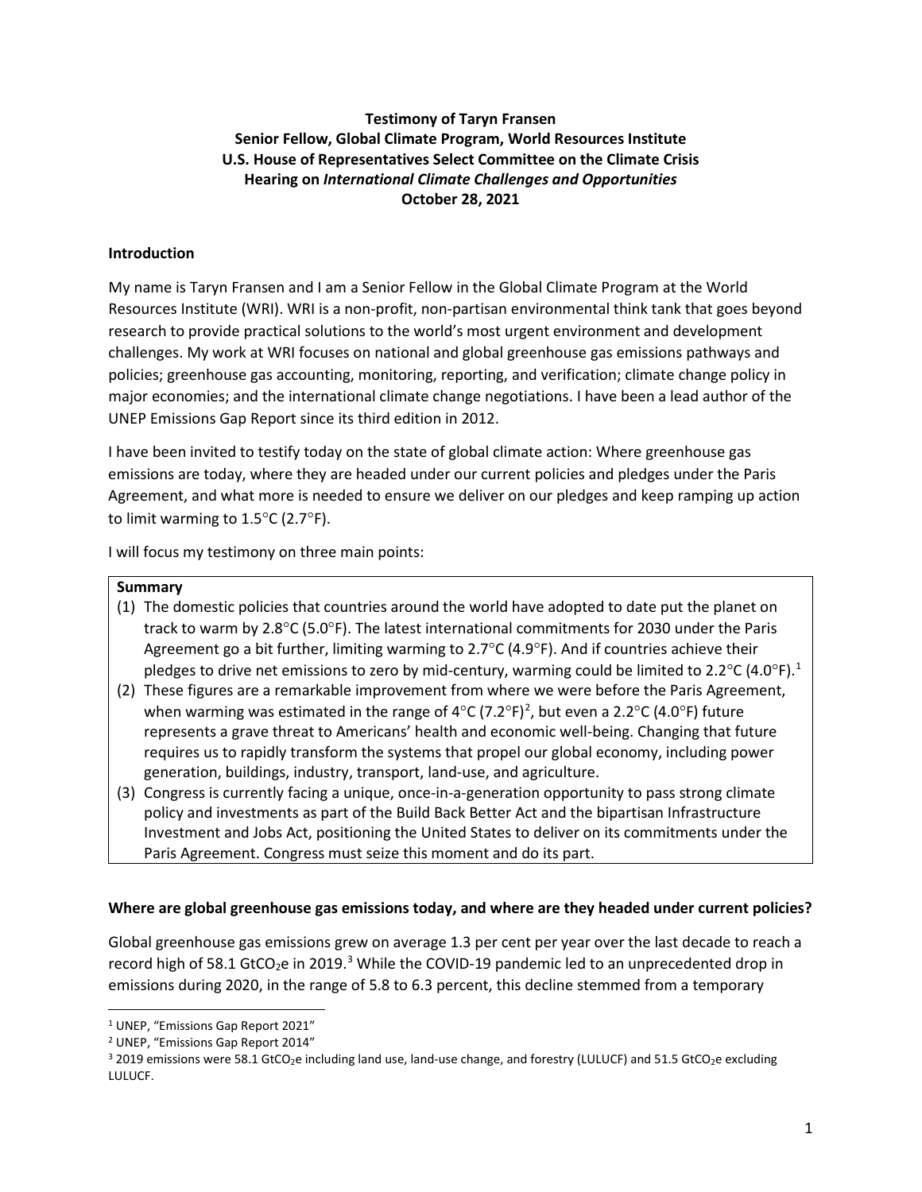**Testimony of Taryn Fransen**
**Senior Fellow, Global Climate Program, World Resources Institute**
**U.S. House of Representatives Select Committee on the Climate Crisis**
**Hearing on *International Climate Challenges and Opportunities***
**October 28, 2021**

## Introduction

My name is Taryn Fransen and I am a Senior Fellow in the Global Climate Program at the World Resources Institute (WRI). WRI is a non-profit, non-partisan environmental think tank that goes beyond research to provide practical solutions to the world's most urgent environment and development challenges. My work at WRI focuses on national and global greenhouse gas emissions pathways and policies; greenhouse gas accounting, monitoring, reporting, and verification; climate change policy in major economies; and the international climate change negotiations. I have been a lead author of the UNEP Emissions Gap Report since its third edition in 2012.

I have been invited to testify today on the state of global climate action: Where greenhouse gas emissions are today, where they are headed under our current policies and pledges under the Paris Agreement, and what more is needed to ensure we deliver on our pledges and keep ramping up action to limit warming to 1.5°C (2.7°F).

I will focus my testimony on three main points:

**Summary**

1. The domestic policies that countries around the world have adopted to date put the planet on track to warm by 2.8°C (5.0°F). The latest international commitments for 2030 under the Paris Agreement go a bit further, limiting warming to 2.7°C (4.9°F). And if countries achieve their pledges to drive net emissions to zero by mid-century, warming could be limited to 2.2°C (4.0°F).[1]
2. These figures are a remarkable improvement from where we were before the Paris Agreement, when warming was estimated in the range of 4°C (7.2°F)[2], but even a 2.2°C (4.0°F) future represents a grave threat to Americans' health and economic well-being. Changing that future requires us to rapidly transform the systems that propel our global economy, including power generation, buildings, industry, transport, land-use, and agriculture.
3. Congress is currently facing a unique, once-in-a-generation opportunity to pass strong climate policy and investments as part of the Build Back Better Act and the bipartisan Infrastructure Investment and Jobs Act, positioning the United States to deliver on its commitments under the Paris Agreement. Congress must seize this moment and do its part.

## Where are global greenhouse gas emissions today, and where are they headed under current policies?

Global greenhouse gas emissions grew on average 1.3 per cent per year over the last decade to reach a record high of 58.1 $GtCO_2e$ in 2019.[3] While the COVID-19 pandemic led to an unprecedented drop in emissions during 2020, in the range of 5.8 to 6.3 percent, this decline stemmed from a temporary

---

[1] UNEP, "Emissions Gap Report 2021"

[2] UNEP, "Emissions Gap Report 2014"

[3] 2019 emissions were 58.1 $GtCO_2e$ including land use, land-use change, and forestry (LULUCF) and 51.5 $GtCO_2e$ excluding LULUCF.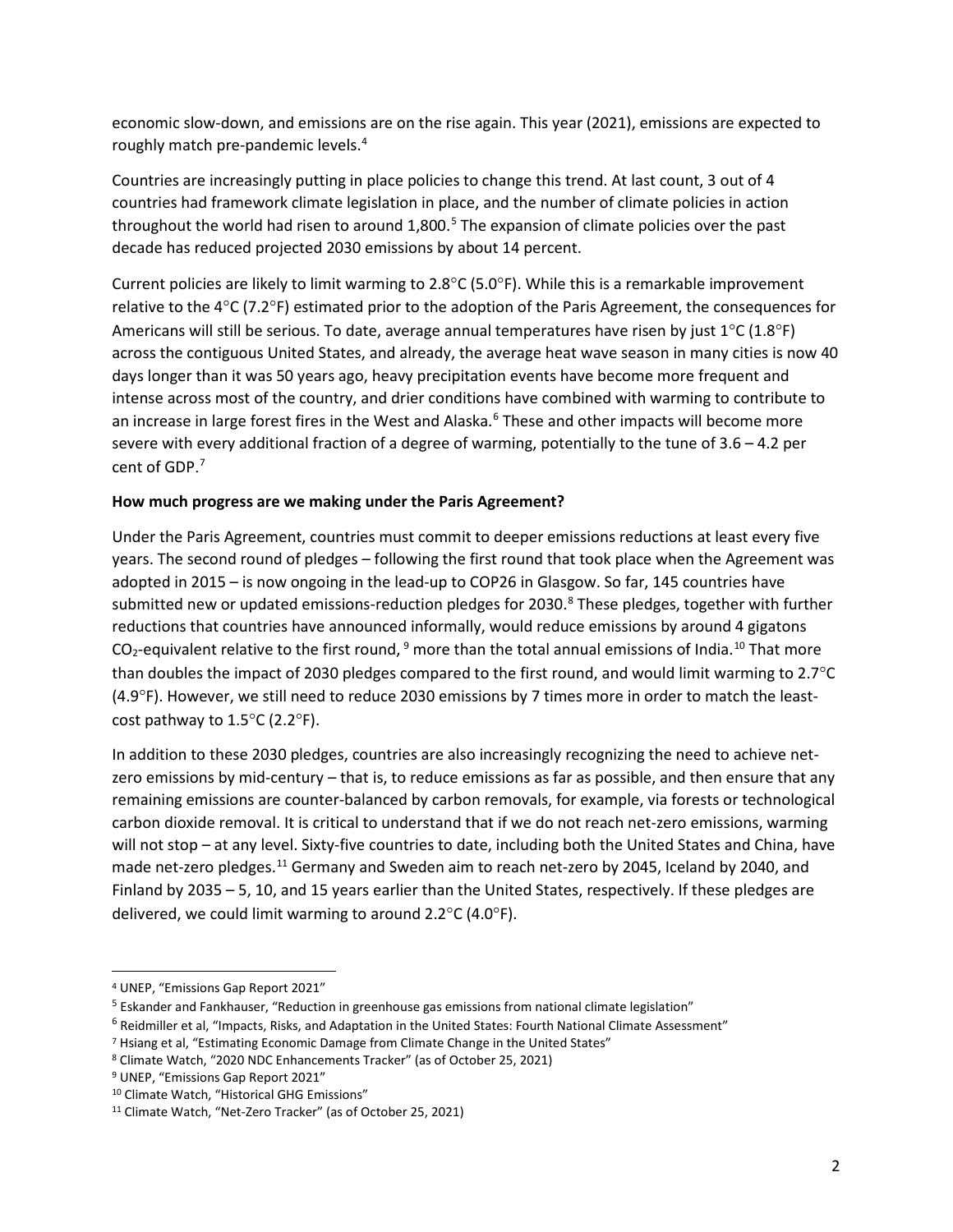economic slow-down, and emissions are on the rise again. This year (2021), emissions are expected to roughly match pre-pandemic levels.[4]

Countries are increasingly putting in place policies to change this trend. At last count, 3 out of 4 countries had framework climate legislation in place, and the number of climate policies in action throughout the world had risen to around 1,800.[5] The expansion of climate policies over the past decade has reduced projected 2030 emissions by about 14 percent.

Current policies are likely to limit warming to 2.8°C (5.0°F). While this is a remarkable improvement relative to the 4°C (7.2°F) estimated prior to the adoption of the Paris Agreement, the consequences for Americans will still be serious. To date, average annual temperatures have risen by just 1°C (1.8°F) across the contiguous United States, and already, the average heat wave season in many cities is now 40 days longer than it was 50 years ago, heavy precipitation events have become more frequent and intense across most of the country, and drier conditions have combined with warming to contribute to an increase in large forest fires in the West and Alaska.[6] These and other impacts will become more severe with every additional fraction of a degree of warming, potentially to the tune of 3.6 – 4.2 per cent of GDP.[7]

**How much progress are we making under the Paris Agreement?**

Under the Paris Agreement, countries must commit to deeper emissions reductions at least every five years. The second round of pledges – following the first round that took place when the Agreement was adopted in 2015 – is now ongoing in the lead-up to COP26 in Glasgow. So far, 145 countries have submitted new or updated emissions-reduction pledges for 2030.[8] These pledges, together with further reductions that countries have announced informally, would reduce emissions by around 4 gigatons $CO_2$-equivalent relative to the first round, [9] more than the total annual emissions of India.[10] That more than doubles the impact of 2030 pledges compared to the first round, and would limit warming to 2.7°C (4.9°F). However, we still need to reduce 2030 emissions by 7 times more in order to match the least-cost pathway to 1.5°C (2.2°F).

In addition to these 2030 pledges, countries are also increasingly recognizing the need to achieve net-zero emissions by mid-century – that is, to reduce emissions as far as possible, and then ensure that any remaining emissions are counter-balanced by carbon removals, for example, via forests or technological carbon dioxide removal. It is critical to understand that if we do not reach net-zero emissions, warming will not stop – at any level. Sixty-five countries to date, including both the United States and China, have made net-zero pledges.[11] Germany and Sweden aim to reach net-zero by 2045, Iceland by 2040, and Finland by 2035 – 5, 10, and 15 years earlier than the United States, respectively. If these pledges are delivered, we could limit warming to around 2.2°C (4.0°F).

---

[4] UNEP, "Emissions Gap Report 2021"

[5] Eskander and Fankhauser, "Reduction in greenhouse gas emissions from national climate legislation"

[6] Reidmiller et al, "Impacts, Risks, and Adaptation in the United States: Fourth National Climate Assessment"

[7] Hsiang et al, "Estimating Economic Damage from Climate Change in the United States"

[8] Climate Watch, "2020 NDC Enhancements Tracker" (as of October 25, 2021)

[9] UNEP, "Emissions Gap Report 2021"

[10] Climate Watch, "Historical GHG Emissions"

[11] Climate Watch, "Net-Zero Tracker" (as of October 25, 2021)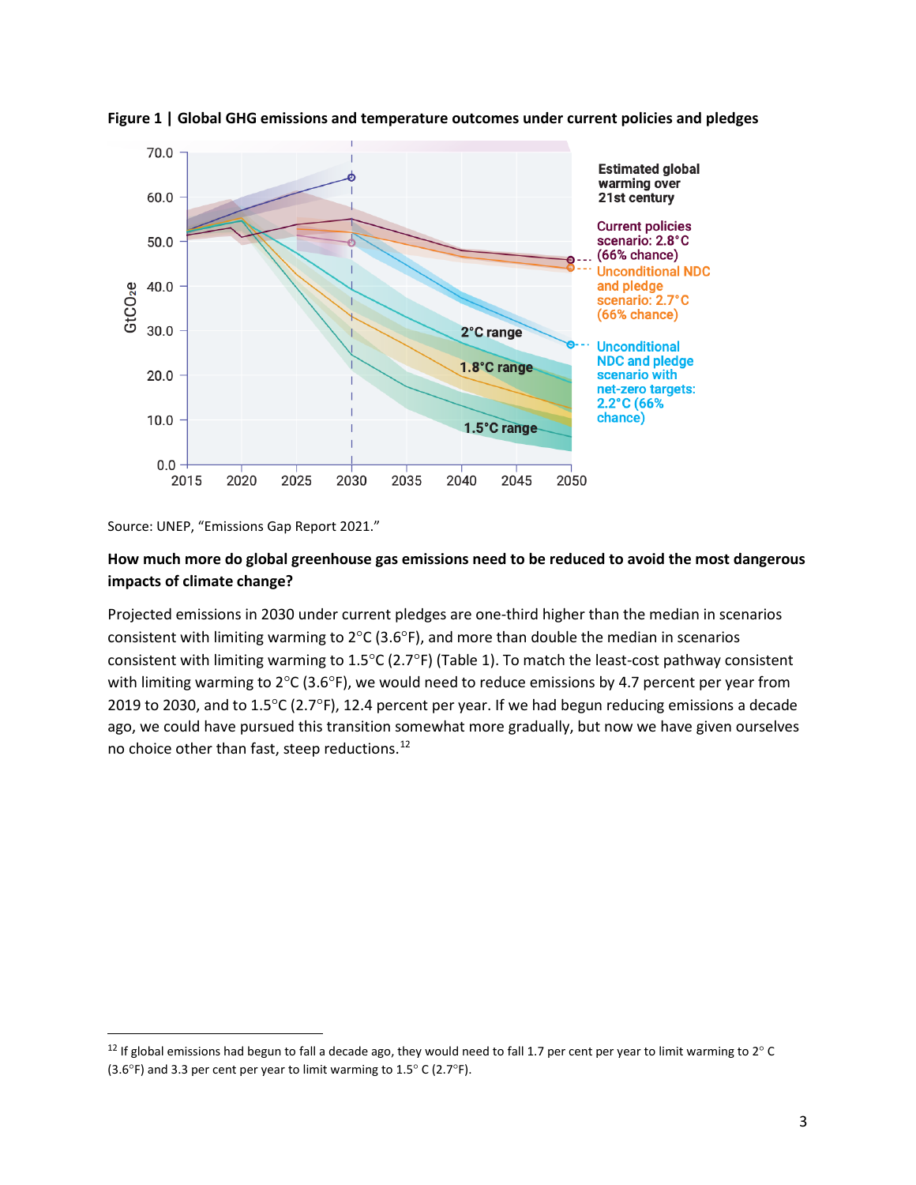**Figure 1 | Global GHG emissions and temperature outcomes under current policies and pledges**

Source: UNEP, "Emissions Gap Report 2021."

**How much more do global greenhouse gas emissions need to be reduced to avoid the most dangerous impacts of climate change?**

Projected emissions in 2030 under current pledges are one-third higher than the median in scenarios consistent with limiting warming to 2°C (3.6°F), and more than double the median in scenarios consistent with limiting warming to 1.5°C (2.7°F) (Table 1). To match the least-cost pathway consistent with limiting warming to 2°C (3.6°F), we would need to reduce emissions by 4.7 percent per year from 2019 to 2030, and to 1.5°C (2.7°F), 12.4 percent per year. If we had begun reducing emissions a decade ago, we could have pursued this transition somewhat more gradually, but now we have given ourselves no choice other than fast, steep reductions.[12]

---

[12] If global emissions had begun to fall a decade ago, they would need to fall 1.7 per cent per year to limit warming to 2° C (3.6°F) and 3.3 per cent per year to limit warming to 1.5° C (2.7°F).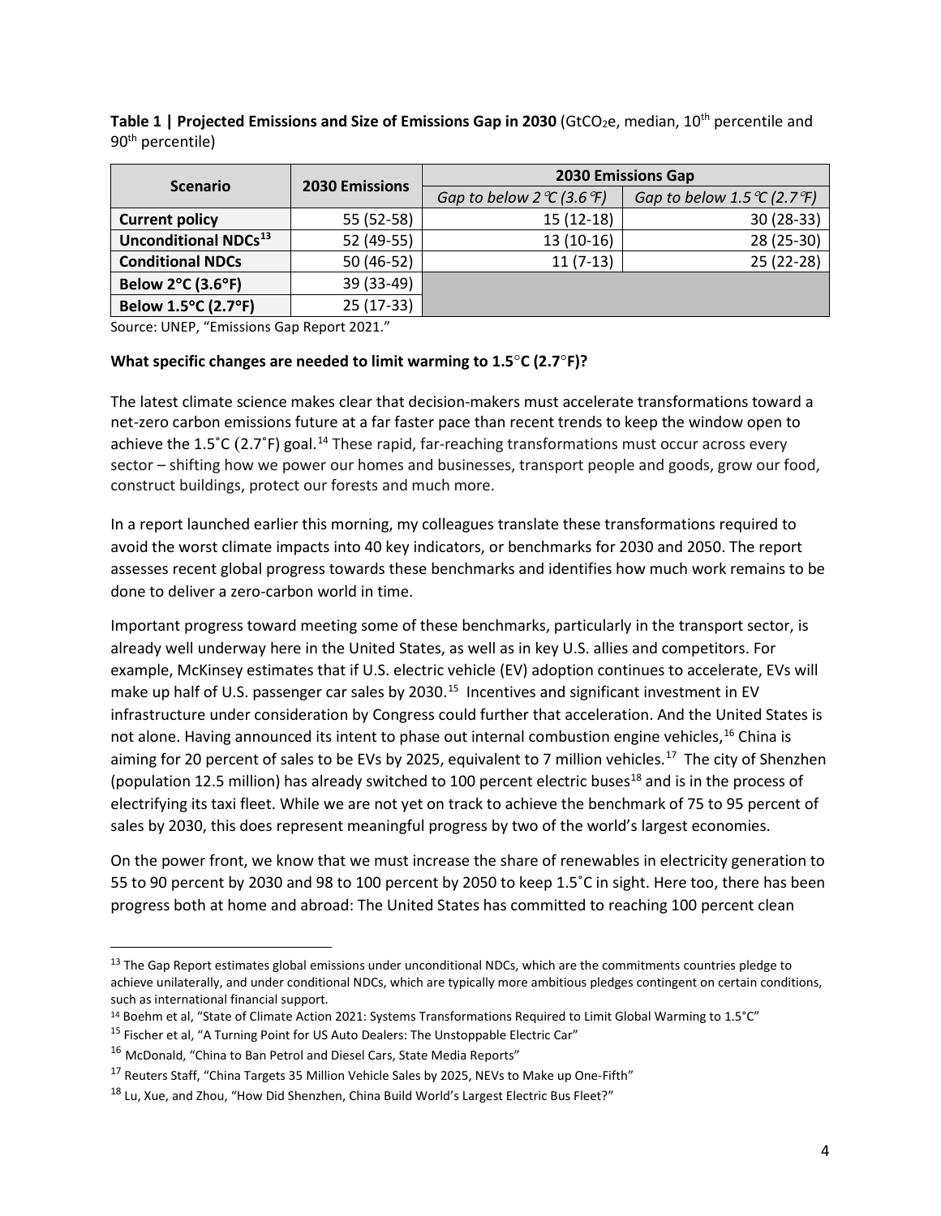**Table 1 | Projected Emissions and Size of Emissions Gap in 2030** ($GtCO_2e$, median, 10th percentile and 90th percentile)

| Scenario | 2030 Emissions | 2030 Emissions Gap | |
|---|---|---|---|
| | | *Gap to below 2℃ (3.6℉)* | *Gap to below 1.5℃ (2.7℉)* |
| **Current policy** | 55 (52-58) | 15 (12-18) | 30 (28-33) |
| **Unconditional NDCs**[13] | 52 (49-55) | 13 (10-16) | 28 (25-30) |
| **Conditional NDCs** | 50 (46-52) | 11 (7-13) | 25 (22-28) |
| **Below 2°C (3.6°F)** | 39 (33-49) | | |
| **Below 1.5°C (2.7°F)** | 25 (17-33) | | |

Source: UNEP, "Emissions Gap Report 2021."

**What specific changes are needed to limit warming to 1.5°C (2.7°F)?**

The latest climate science makes clear that decision-makers must accelerate transformations toward a net-zero carbon emissions future at a far faster pace than recent trends to keep the window open to achieve the 1.5˚C (2.7˚F) goal.[14] These rapid, far-reaching transformations must occur across every sector – shifting how we power our homes and businesses, transport people and goods, grow our food, construct buildings, protect our forests and much more.

In a report launched earlier this morning, my colleagues translate these transformations required to avoid the worst climate impacts into 40 key indicators, or benchmarks for 2030 and 2050. The report assesses recent global progress towards these benchmarks and identifies how much work remains to be done to deliver a zero-carbon world in time.

Important progress toward meeting some of these benchmarks, particularly in the transport sector, is already well underway here in the United States, as well as in key U.S. allies and competitors. For example, McKinsey estimates that if U.S. electric vehicle (EV) adoption continues to accelerate, EVs will make up half of U.S. passenger car sales by 2030.[15] Incentives and significant investment in EV infrastructure under consideration by Congress could further that acceleration. And the United States is not alone. Having announced its intent to phase out internal combustion engine vehicles,[16] China is aiming for 20 percent of sales to be EVs by 2025, equivalent to 7 million vehicles.[17] The city of Shenzhen (population 12.5 million) has already switched to 100 percent electric buses[18] and is in the process of electrifying its taxi fleet. While we are not yet on track to achieve the benchmark of 75 to 95 percent of sales by 2030, this does represent meaningful progress by two of the world's largest economies.

On the power front, we know that we must increase the share of renewables in electricity generation to 55 to 90 percent by 2030 and 98 to 100 percent by 2050 to keep 1.5˚C in sight. Here too, there has been progress both at home and abroad: The United States has committed to reaching 100 percent clean

---

[13] The Gap Report estimates global emissions under unconditional NDCs, which are the commitments countries pledge to achieve unilaterally, and under conditional NDCs, which are typically more ambitious pledges contingent on certain conditions, such as international financial support.

[14] Boehm et al, "State of Climate Action 2021: Systems Transformations Required to Limit Global Warming to 1.5°C"

[15] Fischer et al, "A Turning Point for US Auto Dealers: The Unstoppable Electric Car"

[16] McDonald, "China to Ban Petrol and Diesel Cars, State Media Reports"

[17] Reuters Staff, "China Targets 35 Million Vehicle Sales by 2025, NEVs to Make up One-Fifth"

[18] Lu, Xue, and Zhou, "How Did Shenzhen, China Build World's Largest Electric Bus Fleet?"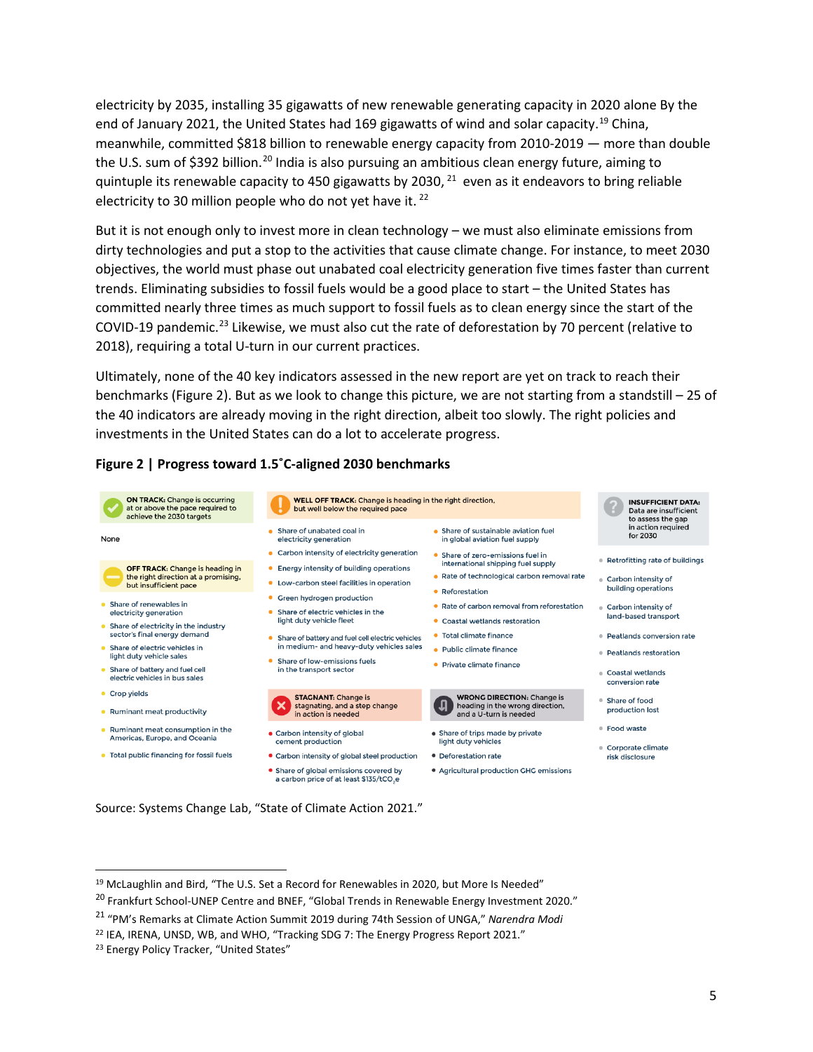electricity by 2035, installing 35 gigawatts of new renewable generating capacity in 2020 alone By the end of January 2021, the United States had 169 gigawatts of wind and solar capacity.[19] China, meanwhile, committed $818 billion to renewable energy capacity from 2010-2019 — more than double the U.S. sum of $392 billion.[20] India is also pursuing an ambitious clean energy future, aiming to quintuple its renewable capacity to 450 gigawatts by 2030, [21] even as it endeavors to bring reliable electricity to 30 million people who do not yet have it. [22]

But it is not enough only to invest more in clean technology – we must also eliminate emissions from dirty technologies and put a stop to the activities that cause climate change. For instance, to meet 2030 objectives, the world must phase out unabated coal electricity generation five times faster than current trends. Eliminating subsidies to fossil fuels would be a good place to start – the United States has committed nearly three times as much support to fossil fuels as to clean energy since the start of the COVID-19 pandemic.[23] Likewise, we must also cut the rate of deforestation by 70 percent (relative to 2018), requiring a total U-turn in our current practices.

Ultimately, none of the 40 key indicators assessed in the new report are yet on track to reach their benchmarks (Figure 2). But as we look to change this picture, we are not starting from a standstill – 25 of the 40 indicators are already moving in the right direction, albeit too slowly. The right policies and investments in the United States can do a lot to accelerate progress.

**Figure 2 | Progress toward 1.5˚C-aligned 2030 benchmarks**

**ON TRACK:** Change is occurring at or above the pace required to achieve the 2030 targets

- None

**OFF TRACK:** Change is heading in the right direction at a promising, but insufficient pace

- Share of renewables in electricity generation
- Share of electricity in the industry sector's final energy demand
- Share of electric vehicles in light duty vehicle sales
- Share of battery and fuel cell electric vehicles in bus sales
- Crop yields
- Ruminant meat productivity
- Ruminant meat consumption in the Americas, Europe, and Oceania
- Total public financing for fossil fuels

**WELL OFF TRACK:** Change is heading in the right direction, but well below the required pace

- Share of unabated coal in electricity generation
- Carbon intensity of electricity generation
- Energy intensity of building operations
- Low-carbon steel facilities in operation
- Green hydrogen production
- Share of electric vehicles in the light duty vehicle fleet
- Share of battery and fuel cell electric vehicles in medium- and heavy-duty vehicles sales
- Share of low-emissions fuels in the transport sector
- Share of sustainable aviation fuel in global aviation fuel supply
- Share of zero-emissions fuel in international shipping fuel supply
- Rate of technological carbon removal rate
- Reforestation
- Rate of carbon removal from reforestation
- Coastal wetlands restoration
- Total climate finance
- Public climate finance
- Private climate finance

**STAGNANT:** Change is stagnating, and a step change in action is needed

- Carbon intensity of global cement production
- Carbon intensity of global steel production
- Share of global emissions covered by a carbon price of at least $135/tCO$_2$e

**WRONG DIRECTION:** Change is heading in the wrong direction, and a U-turn is needed

- Share of trips made by private light duty vehicles
- Deforestation rate
- Agricultural production GHG emissions

**INSUFFICIENT DATA:** Data are insufficient to assess the gap in action required for 2030

- Retrofitting rate of buildings
- Carbon intensity of building operations
- Carbon intensity of land-based transport
- Peatlands conversion rate
- Peatlands restoration
- Coastal wetlands conversion rate
- Share of food production lost
- Food waste
- Corporate climate risk disclosure

Source: Systems Change Lab, "State of Climate Action 2021."

---

[19] McLaughlin and Bird, "The U.S. Set a Record for Renewables in 2020, but More Is Needed"

[20] Frankfurt School-UNEP Centre and BNEF, "Global Trends in Renewable Energy Investment 2020."

[21] "PM's Remarks at Climate Action Summit 2019 during 74th Session of UNGA," *Narendra Modi*

[22] IEA, IRENA, UNSD, WB, and WHO, "Tracking SDG 7: The Energy Progress Report 2021."

[23] Energy Policy Tracker, "United States"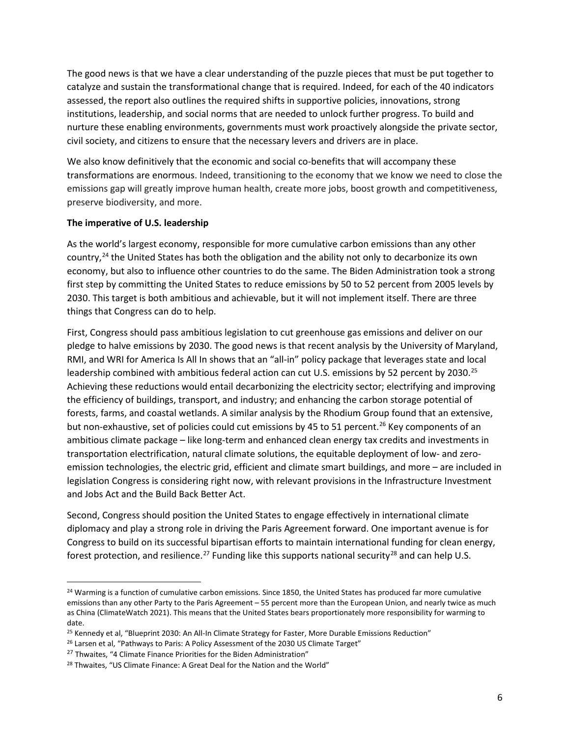The good news is that we have a clear understanding of the puzzle pieces that must be put together to catalyze and sustain the transformational change that is required. Indeed, for each of the 40 indicators assessed, the report also outlines the required shifts in supportive policies, innovations, strong institutions, leadership, and social norms that are needed to unlock further progress. To build and nurture these enabling environments, governments must work proactively alongside the private sector, civil society, and citizens to ensure that the necessary levers and drivers are in place.

We also know definitively that the economic and social co-benefits that will accompany these transformations are enormous. Indeed, transitioning to the economy that we know we need to close the emissions gap will greatly improve human health, create more jobs, boost growth and competitiveness, preserve biodiversity, and more.

**The imperative of U.S. leadership**

As the world's largest economy, responsible for more cumulative carbon emissions than any other country,[24] the United States has both the obligation and the ability not only to decarbonize its own economy, but also to influence other countries to do the same. The Biden Administration took a strong first step by committing the United States to reduce emissions by 50 to 52 percent from 2005 levels by 2030. This target is both ambitious and achievable, but it will not implement itself. There are three things that Congress can do to help.

First, Congress should pass ambitious legislation to cut greenhouse gas emissions and deliver on our pledge to halve emissions by 2030. The good news is that recent analysis by the University of Maryland, RMI, and WRI for America Is All In shows that an "all-in" policy package that leverages state and local leadership combined with ambitious federal action can cut U.S. emissions by 52 percent by 2030.[25] Achieving these reductions would entail decarbonizing the electricity sector; electrifying and improving the efficiency of buildings, transport, and industry; and enhancing the carbon storage potential of forests, farms, and coastal wetlands. A similar analysis by the Rhodium Group found that an extensive, but non-exhaustive, set of policies could cut emissions by 45 to 51 percent.[26] Key components of an ambitious climate package – like long-term and enhanced clean energy tax credits and investments in transportation electrification, natural climate solutions, the equitable deployment of low- and zero-emission technologies, the electric grid, efficient and climate smart buildings, and more – are included in legislation Congress is considering right now, with relevant provisions in the Infrastructure Investment and Jobs Act and the Build Back Better Act.

Second, Congress should position the United States to engage effectively in international climate diplomacy and play a strong role in driving the Paris Agreement forward. One important avenue is for Congress to build on its successful bipartisan efforts to maintain international funding for clean energy, forest protection, and resilience.[27] Funding like this supports national security[28] and can help U.S.

---

[24] Warming is a function of cumulative carbon emissions. Since 1850, the United States has produced far more cumulative emissions than any other Party to the Paris Agreement – 55 percent more than the European Union, and nearly twice as much as China (ClimateWatch 2021). This means that the United States bears proportionately more responsibility for warming to date.

[25] Kennedy et al, "Blueprint 2030: An All-In Climate Strategy for Faster, More Durable Emissions Reduction"

[26] Larsen et al, "Pathways to Paris: A Policy Assessment of the 2030 US Climate Target"

[27] Thwaites, "4 Climate Finance Priorities for the Biden Administration"

[28] Thwaites, "US Climate Finance: A Great Deal for the Nation and the World"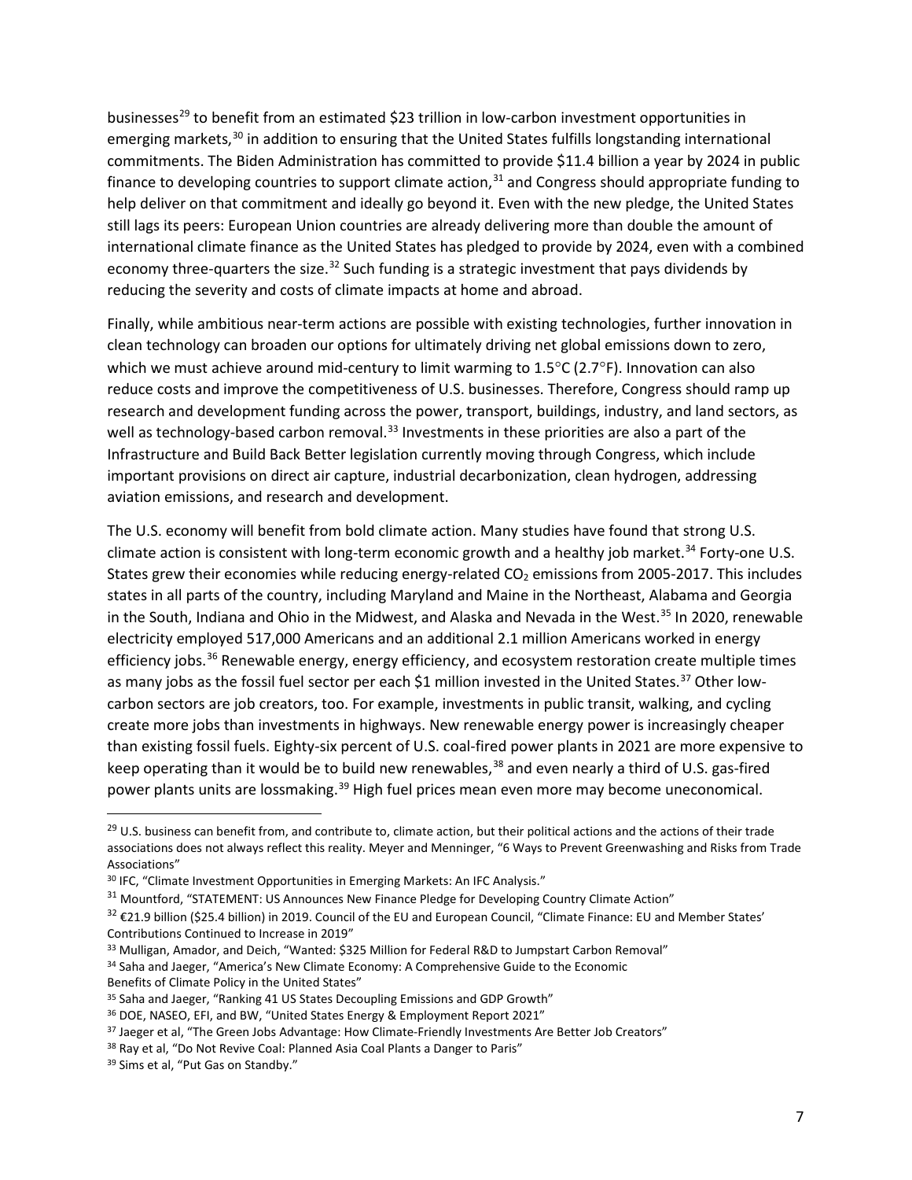businesses[29] to benefit from an estimated $23 trillion in low-carbon investment opportunities in emerging markets,[30] in addition to ensuring that the United States fulfills longstanding international commitments. The Biden Administration has committed to provide $11.4 billion a year by 2024 in public finance to developing countries to support climate action,[31] and Congress should appropriate funding to help deliver on that commitment and ideally go beyond it. Even with the new pledge, the United States still lags its peers: European Union countries are already delivering more than double the amount of international climate finance as the United States has pledged to provide by 2024, even with a combined economy three-quarters the size.[32] Such funding is a strategic investment that pays dividends by reducing the severity and costs of climate impacts at home and abroad.

Finally, while ambitious near-term actions are possible with existing technologies, further innovation in clean technology can broaden our options for ultimately driving net global emissions down to zero, which we must achieve around mid-century to limit warming to 1.5°C (2.7°F). Innovation can also reduce costs and improve the competitiveness of U.S. businesses. Therefore, Congress should ramp up research and development funding across the power, transport, buildings, industry, and land sectors, as well as technology-based carbon removal.[33] Investments in these priorities are also a part of the Infrastructure and Build Back Better legislation currently moving through Congress, which include important provisions on direct air capture, industrial decarbonization, clean hydrogen, addressing aviation emissions, and research and development.

The U.S. economy will benefit from bold climate action. Many studies have found that strong U.S. climate action is consistent with long-term economic growth and a healthy job market.[34] Forty-one U.S. States grew their economies while reducing energy-related $CO_2$ emissions from 2005-2017. This includes states in all parts of the country, including Maryland and Maine in the Northeast, Alabama and Georgia in the South, Indiana and Ohio in the Midwest, and Alaska and Nevada in the West.[35] In 2020, renewable electricity employed 517,000 Americans and an additional 2.1 million Americans worked in energy efficiency jobs.[36] Renewable energy, energy efficiency, and ecosystem restoration create multiple times as many jobs as the fossil fuel sector per each $1 million invested in the United States.[37] Other low-carbon sectors are job creators, too. For example, investments in public transit, walking, and cycling create more jobs than investments in highways. New renewable energy power is increasingly cheaper than existing fossil fuels. Eighty-six percent of U.S. coal-fired power plants in 2021 are more expensive to keep operating than it would be to build new renewables,[38] and even nearly a third of U.S. gas-fired power plants units are lossmaking.[39] High fuel prices mean even more may become uneconomical.

---

[29] U.S. business can benefit from, and contribute to, climate action, but their political actions and the actions of their trade associations does not always reflect this reality. Meyer and Menninger, "6 Ways to Prevent Greenwashing and Risks from Trade Associations"

[30] IFC, "Climate Investment Opportunities in Emerging Markets: An IFC Analysis."

[31] Mountford, "STATEMENT: US Announces New Finance Pledge for Developing Country Climate Action"

[32] €21.9 billion ($25.4 billion) in 2019. Council of the EU and European Council, "Climate Finance: EU and Member States' Contributions Continued to Increase in 2019"

[33] Mulligan, Amador, and Deich, "Wanted: $325 Million for Federal R&D to Jumpstart Carbon Removal"

[34] Saha and Jaeger, "America's New Climate Economy: A Comprehensive Guide to the Economic Benefits of Climate Policy in the United States"

[35] Saha and Jaeger, "Ranking 41 US States Decoupling Emissions and GDP Growth"

[36] DOE, NASEO, EFI, and BW, "United States Energy & Employment Report 2021"

[37] Jaeger et al, "The Green Jobs Advantage: How Climate-Friendly Investments Are Better Job Creators"

[38] Ray et al, "Do Not Revive Coal: Planned Asia Coal Plants a Danger to Paris"

[39] Sims et al, "Put Gas on Standby."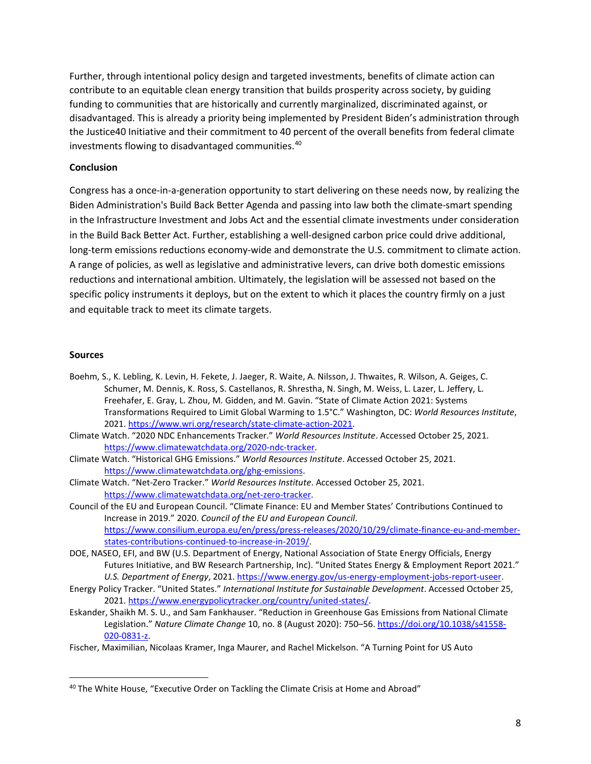Further, through intentional policy design and targeted investments, benefits of climate action can contribute to an equitable clean energy transition that builds prosperity across society, by guiding funding to communities that are historically and currently marginalized, discriminated against, or disadvantaged. This is already a priority being implemented by President Biden's administration through the Justice40 Initiative and their commitment to 40 percent of the overall benefits from federal climate investments flowing to disadvantaged communities.[40]

**Conclusion**

Congress has a once-in-a-generation opportunity to start delivering on these needs now, by realizing the Biden Administration's Build Back Better Agenda and passing into law both the climate-smart spending in the Infrastructure Investment and Jobs Act and the essential climate investments under consideration in the Build Back Better Act. Further, establishing a well-designed carbon price could drive additional, long-term emissions reductions economy-wide and demonstrate the U.S. commitment to climate action. A range of policies, as well as legislative and administrative levers, can drive both domestic emissions reductions and international ambition. Ultimately, the legislation will be assessed not based on the specific policy instruments it deploys, but on the extent to which it places the country firmly on a just and equitable track to meet its climate targets.

**Sources**

Boehm, S., K. Lebling, K. Levin, H. Fekete, J. Jaeger, R. Waite, A. Nilsson, J. Thwaites, R. Wilson, A. Geiges, C. Schumer, M. Dennis, K. Ross, S. Castellanos, R. Shrestha, N. Singh, M. Weiss, L. Lazer, L. Jeffery, L. Freehafer, E. Gray, L. Zhou, M. Gidden, and M. Gavin. "State of Climate Action 2021: Systems Transformations Required to Limit Global Warming to 1.5°C." Washington, DC: *World Resources Institute*, 2021. https://www.wri.org/research/state-climate-action-2021.

Climate Watch. "2020 NDC Enhancements Tracker." *World Resources Institute*. Accessed October 25, 2021. https://www.climatewatchdata.org/2020-ndc-tracker.

Climate Watch. "Historical GHG Emissions." *World Resources Institute*. Accessed October 25, 2021. https://www.climatewatchdata.org/ghg-emissions.

Climate Watch. "Net-Zero Tracker." *World Resources Institute*. Accessed October 25, 2021. https://www.climatewatchdata.org/net-zero-tracker.

Council of the EU and European Council. "Climate Finance: EU and Member States' Contributions Continued to Increase in 2019." 2020. *Council of the EU and European Council*. https://www.consilium.europa.eu/en/press/press-releases/2020/10/29/climate-finance-eu-and-member-states-contributions-continued-to-increase-in-2019/.

DOE, NASEO, EFI, and BW (U.S. Department of Energy, National Association of State Energy Officials, Energy Futures Initiative, and BW Research Partnership, Inc). "United States Energy & Employment Report 2021." *U.S. Department of Energy*, 2021. https://www.energy.gov/us-energy-employment-jobs-report-useer.

Energy Policy Tracker. "United States." *International Institute for Sustainable Development*. Accessed October 25, 2021. https://www.energypolicytracker.org/country/united-states/.

Eskander, Shaikh M. S. U., and Sam Fankhauser. "Reduction in Greenhouse Gas Emissions from National Climate Legislation." *Nature Climate Change* 10, no. 8 (August 2020): 750–56. https://doi.org/10.1038/s41558-020-0831-z.

Fischer, Maximilian, Nicolaas Kramer, Inga Maurer, and Rachel Mickelson. "A Turning Point for US Auto

[40] The White House, "Executive Order on Tackling the Climate Crisis at Home and Abroad"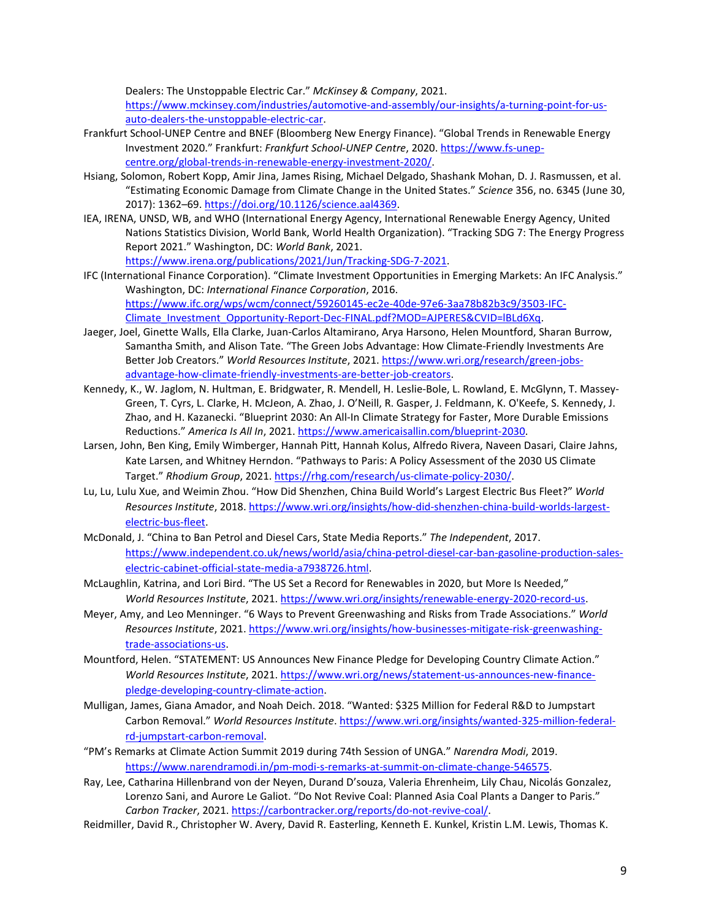Dealers: The Unstoppable Electric Car." *McKinsey & Company*, 2021. https://www.mckinsey.com/industries/automotive-and-assembly/our-insights/a-turning-point-for-us-auto-dealers-the-unstoppable-electric-car.

Frankfurt School-UNEP Centre and BNEF (Bloomberg New Energy Finance). "Global Trends in Renewable Energy Investment 2020." Frankfurt: *Frankfurt School-UNEP Centre*, 2020. https://www.fs-unep-centre.org/global-trends-in-renewable-energy-investment-2020/.

Hsiang, Solomon, Robert Kopp, Amir Jina, James Rising, Michael Delgado, Shashank Mohan, D. J. Rasmussen, et al. "Estimating Economic Damage from Climate Change in the United States." *Science* 356, no. 6345 (June 30, 2017): 1362–69. https://doi.org/10.1126/science.aal4369.

IEA, IRENA, UNSD, WB, and WHO (International Energy Agency, International Renewable Energy Agency, United Nations Statistics Division, World Bank, World Health Organization). "Tracking SDG 7: The Energy Progress Report 2021." Washington, DC: *World Bank*, 2021. https://www.irena.org/publications/2021/Jun/Tracking-SDG-7-2021.

IFC (International Finance Corporation). "Climate Investment Opportunities in Emerging Markets: An IFC Analysis." Washington, DC: *International Finance Corporation*, 2016. https://www.ifc.org/wps/wcm/connect/59260145-ec2e-40de-97e6-3aa78b82b3c9/3503-IFC-Climate_Investment_Opportunity-Report-Dec-FINAL.pdf?MOD=AJPERES&CVID=lBLd6Xq.

Jaeger, Joel, Ginette Walls, Ella Clarke, Juan-Carlos Altamirano, Arya Harsono, Helen Mountford, Sharan Burrow, Samantha Smith, and Alison Tate. "The Green Jobs Advantage: How Climate-Friendly Investments Are Better Job Creators." *World Resources Institute*, 2021. https://www.wri.org/research/green-jobs-advantage-how-climate-friendly-investments-are-better-job-creators.

Kennedy, K., W. Jaglom, N. Hultman, E. Bridgwater, R. Mendell, H. Leslie-Bole, L. Rowland, E. McGlynn, T. Massey-Green, T. Cyrs, L. Clarke, H. McJeon, A. Zhao, J. O'Neill, R. Gasper, J. Feldmann, K. O'Keefe, S. Kennedy, J. Zhao, and H. Kazanecki. "Blueprint 2030: An All-In Climate Strategy for Faster, More Durable Emissions Reductions." *America Is All In*, 2021. https://www.americaisallin.com/blueprint-2030.

Larsen, John, Ben King, Emily Wimberger, Hannah Pitt, Hannah Kolus, Alfredo Rivera, Naveen Dasari, Claire Jahns, Kate Larsen, and Whitney Herndon. "Pathways to Paris: A Policy Assessment of the 2030 US Climate Target." *Rhodium Group*, 2021. https://rhg.com/research/us-climate-policy-2030/.

Lu, Lu, Lulu Xue, and Weimin Zhou. "How Did Shenzhen, China Build World's Largest Electric Bus Fleet?" *World Resources Institute*, 2018. https://www.wri.org/insights/how-did-shenzhen-china-build-worlds-largest-electric-bus-fleet.

McDonald, J. "China to Ban Petrol and Diesel Cars, State Media Reports." *The Independent*, 2017. https://www.independent.co.uk/news/world/asia/china-petrol-diesel-car-ban-gasoline-production-sales-electric-cabinet-official-state-media-a7938726.html.

McLaughlin, Katrina, and Lori Bird. "The US Set a Record for Renewables in 2020, but More Is Needed," *World Resources Institute*, 2021. https://www.wri.org/insights/renewable-energy-2020-record-us.

Meyer, Amy, and Leo Menninger. "6 Ways to Prevent Greenwashing and Risks from Trade Associations." *World Resources Institute*, 2021. https://www.wri.org/insights/how-businesses-mitigate-risk-greenwashing-trade-associations-us.

Mountford, Helen. "STATEMENT: US Announces New Finance Pledge for Developing Country Climate Action." *World Resources Institute*, 2021. https://www.wri.org/news/statement-us-announces-new-finance-pledge-developing-country-climate-action.

Mulligan, James, Giana Amador, and Noah Deich. 2018. "Wanted: $325 Million for Federal R&D to Jumpstart Carbon Removal." *World Resources Institute*. https://www.wri.org/insights/wanted-325-million-federal-rd-jumpstart-carbon-removal.

"PM's Remarks at Climate Action Summit 2019 during 74th Session of UNGA." *Narendra Modi*, 2019. https://www.narendramodi.in/pm-modi-s-remarks-at-summit-on-climate-change-546575.

Ray, Lee, Catharina Hillenbrand von der Neyen, Durand D'souza, Valeria Ehrenheim, Lily Chau, Nicolás Gonzalez, Lorenzo Sani, and Aurore Le Galiot. "Do Not Revive Coal: Planned Asia Coal Plants a Danger to Paris." *Carbon Tracker*, 2021. https://carbontracker.org/reports/do-not-revive-coal/.

Reidmiller, David R., Christopher W. Avery, David R. Easterling, Kenneth E. Kunkel, Kristin L.M. Lewis, Thomas K.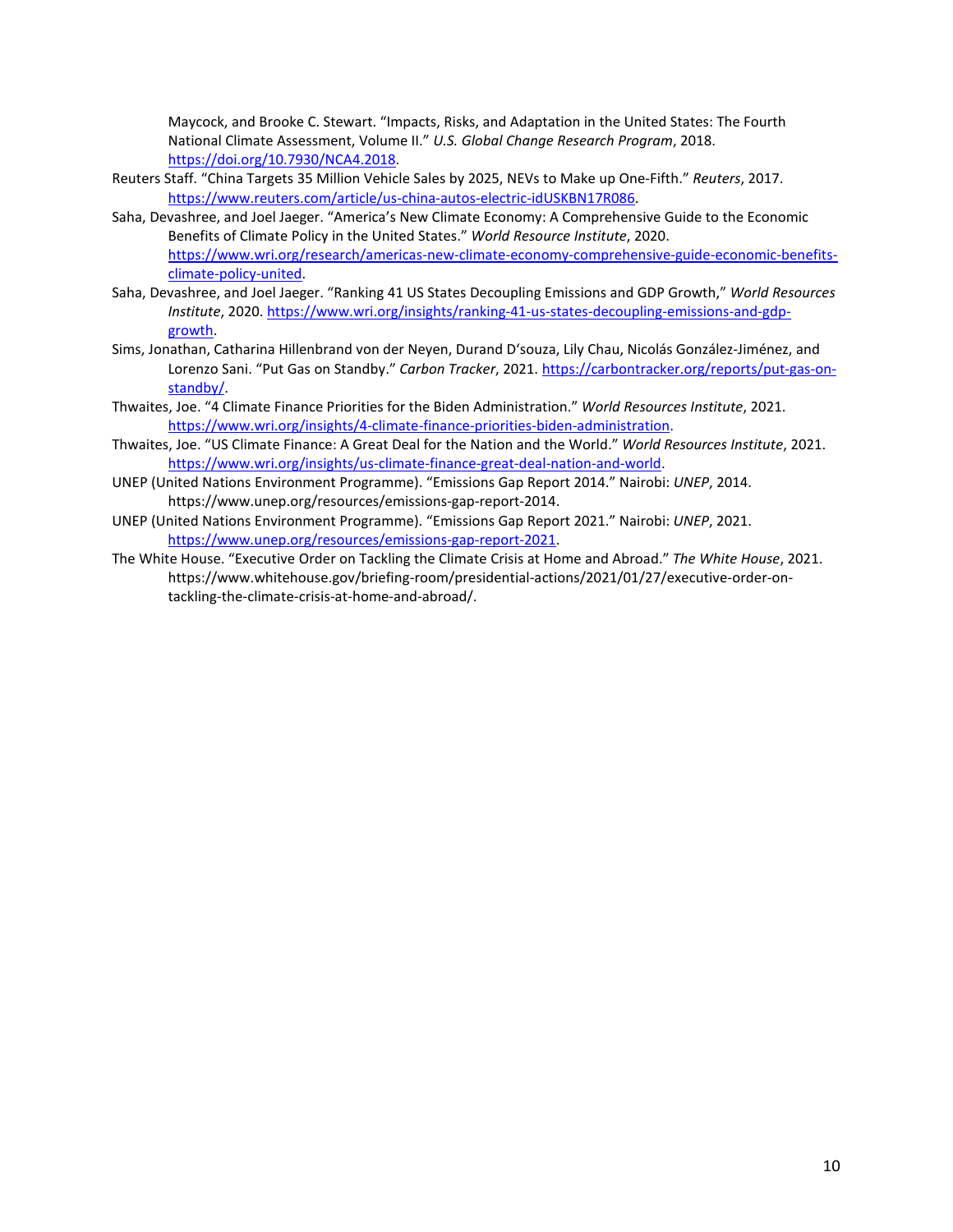Maycock, and Brooke C. Stewart. "Impacts, Risks, and Adaptation in the United States: The Fourth National Climate Assessment, Volume II." *U.S. Global Change Research Program*, 2018. https://doi.org/10.7930/NCA4.2018.

Reuters Staff. "China Targets 35 Million Vehicle Sales by 2025, NEVs to Make up One-Fifth." *Reuters*, 2017. https://www.reuters.com/article/us-china-autos-electric-idUSKBN17R086.

Saha, Devashree, and Joel Jaeger. "America's New Climate Economy: A Comprehensive Guide to the Economic Benefits of Climate Policy in the United States." *World Resource Institute*, 2020. https://www.wri.org/research/americas-new-climate-economy-comprehensive-guide-economic-benefits-climate-policy-united.

Saha, Devashree, and Joel Jaeger. "Ranking 41 US States Decoupling Emissions and GDP Growth," *World Resources Institute*, 2020. https://www.wri.org/insights/ranking-41-us-states-decoupling-emissions-and-gdp-growth.

Sims, Jonathan, Catharina Hillenbrand von der Neyen, Durand D'souza, Lily Chau, Nicolás González-Jiménez, and Lorenzo Sani. "Put Gas on Standby." *Carbon Tracker*, 2021. https://carbontracker.org/reports/put-gas-on-standby/.

Thwaites, Joe. "4 Climate Finance Priorities for the Biden Administration." *World Resources Institute*, 2021. https://www.wri.org/insights/4-climate-finance-priorities-biden-administration.

Thwaites, Joe. "US Climate Finance: A Great Deal for the Nation and the World." *World Resources Institute*, 2021. https://www.wri.org/insights/us-climate-finance-great-deal-nation-and-world.

UNEP (United Nations Environment Programme). "Emissions Gap Report 2014." Nairobi: *UNEP*, 2014. https://www.unep.org/resources/emissions-gap-report-2014.

UNEP (United Nations Environment Programme). "Emissions Gap Report 2021." Nairobi: *UNEP*, 2021. https://www.unep.org/resources/emissions-gap-report-2021.

The White House. "Executive Order on Tackling the Climate Crisis at Home and Abroad." *The White House*, 2021. https://www.whitehouse.gov/briefing-room/presidential-actions/2021/01/27/executive-order-on-tackling-the-climate-crisis-at-home-and-abroad/.